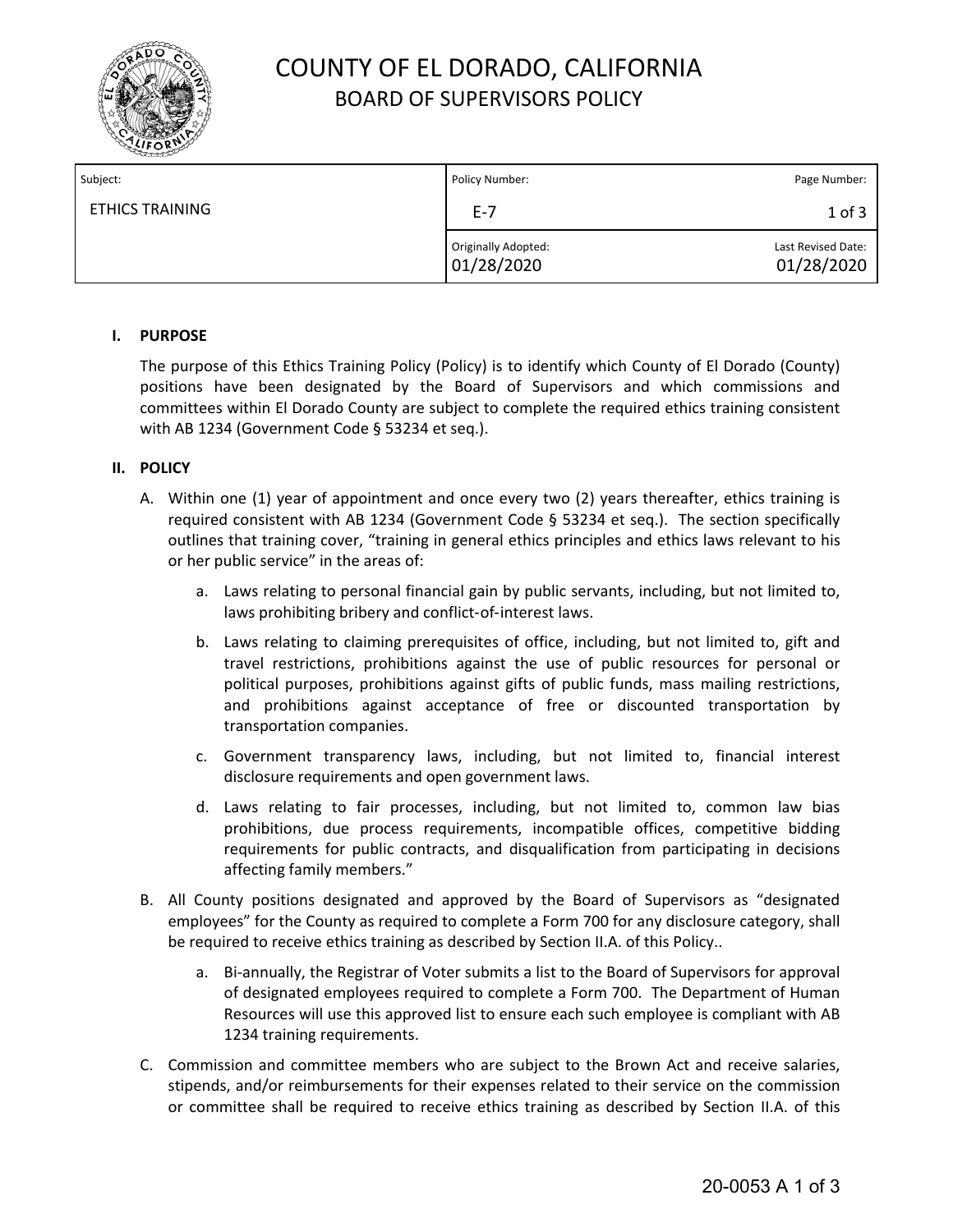# COUNTY OF EL DORADO, CALIFORNIA
## BOARD OF SUPERVISORS POLICY

| Subject: | Policy Number: | Page Number: |
| --- | --- | --- |
| ETHICS TRAINING | E-7 | 1 of 3 |
| | Originally Adopted: 01/28/2020 | Last Revised Date: 01/28/2020 |

**I. PURPOSE**

The purpose of this Ethics Training Policy (Policy) is to identify which County of El Dorado (County) positions have been designated by the Board of Supervisors and which commissions and committees within El Dorado County are subject to complete the required ethics training consistent with AB 1234 (Government Code § 53234 et seq.).

**II. POLICY**

A. Within one (1) year of appointment and once every two (2) years thereafter, ethics training is required consistent with AB 1234 (Government Code § 53234 et seq.). The section specifically outlines that training cover, "training in general ethics principles and ethics laws relevant to his or her public service" in the areas of:

   a. Laws relating to personal financial gain by public servants, including, but not limited to, laws prohibiting bribery and conflict-of-interest laws.

   b. Laws relating to claiming prerequisites of office, including, but not limited to, gift and travel restrictions, prohibitions against the use of public resources for personal or political purposes, prohibitions against gifts of public funds, mass mailing restrictions, and prohibitions against acceptance of free or discounted transportation by transportation companies.

   c. Government transparency laws, including, but not limited to, financial interest disclosure requirements and open government laws.

   d. Laws relating to fair processes, including, but not limited to, common law bias prohibitions, due process requirements, incompatible offices, competitive bidding requirements for public contracts, and disqualification from participating in decisions affecting family members."

B. All County positions designated and approved by the Board of Supervisors as "designated employees" for the County as required to complete a Form 700 for any disclosure category, shall be required to receive ethics training as described by Section II.A. of this Policy..

   a. Bi-annually, the Registrar of Voter submits a list to the Board of Supervisors for approval of designated employees required to complete a Form 700. The Department of Human Resources will use this approved list to ensure each such employee is compliant with AB 1234 training requirements.

C. Commission and committee members who are subject to the Brown Act and receive salaries, stipends, and/or reimbursements for their expenses related to their service on the commission or committee shall be required to receive ethics training as described by Section II.A. of this

20-0053 A 1 of 3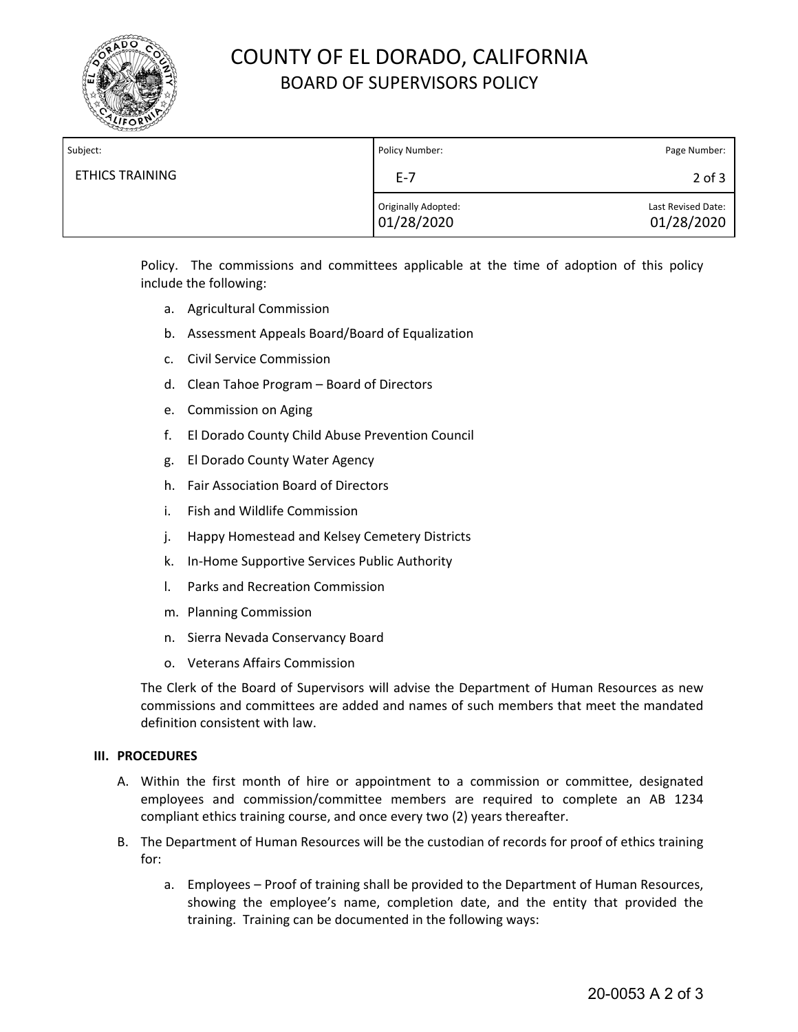Policy. The commissions and committees applicable at the time of adoption of this policy include the following:

a. Agricultural Commission
b. Assessment Appeals Board/Board of Equalization
c. Civil Service Commission
d. Clean Tahoe Program – Board of Directors
e. Commission on Aging
f. El Dorado County Child Abuse Prevention Council
g. El Dorado County Water Agency
h. Fair Association Board of Directors
i. Fish and Wildlife Commission
j. Happy Homestead and Kelsey Cemetery Districts
k. In-Home Supportive Services Public Authority
l. Parks and Recreation Commission
m. Planning Commission
n. Sierra Nevada Conservancy Board
o. Veterans Affairs Commission

The Clerk of the Board of Supervisors will advise the Department of Human Resources as new commissions and committees are added and names of such members that meet the mandated definition consistent with law.

## III. PROCEDURES

A. Within the first month of hire or appointment to a commission or committee, designated employees and commission/committee members are required to complete an AB 1234 compliant ethics training course, and once every two (2) years thereafter.

B. The Department of Human Resources will be the custodian of records for proof of ethics training for:

   a. Employees – Proof of training shall be provided to the Department of Human Resources, showing the employee's name, completion date, and the entity that provided the training. Training can be documented in the following ways: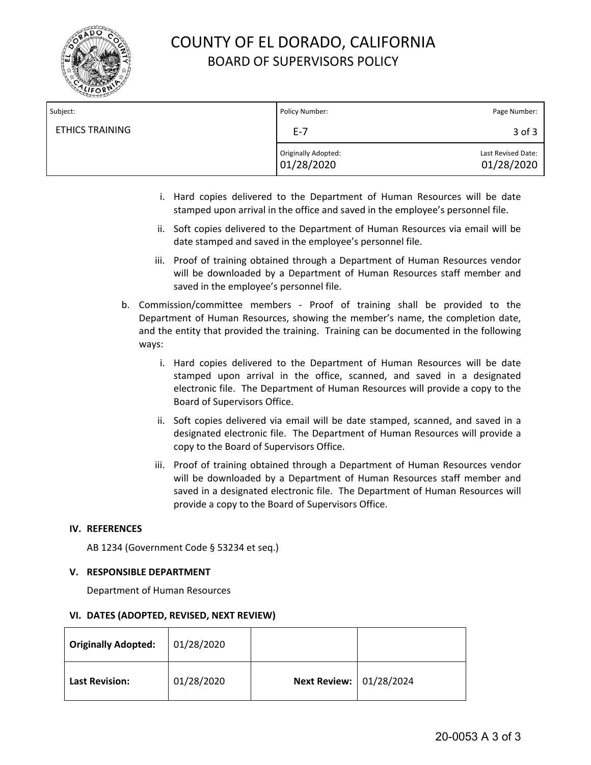# COUNTY OF EL DORADO, CALIFORNIA
## BOARD OF SUPERVISORS POLICY

| Subject: | Policy Number: | Page Number: |
|---|---|---|
| ETHICS TRAINING | E-7 | 3 of 3 |
| | Originally Adopted: 01/28/2020 | Last Revised Date: 01/28/2020 |

i. Hard copies delivered to the Department of Human Resources will be date stamped upon arrival in the office and saved in the employee's personnel file.

ii. Soft copies delivered to the Department of Human Resources via email will be date stamped and saved in the employee's personnel file.

iii. Proof of training obtained through a Department of Human Resources vendor will be downloaded by a Department of Human Resources staff member and saved in the employee's personnel file.

b. Commission/committee members - Proof of training shall be provided to the Department of Human Resources, showing the member's name, the completion date, and the entity that provided the training. Training can be documented in the following ways:

i. Hard copies delivered to the Department of Human Resources will be date stamped upon arrival in the office, scanned, and saved in a designated electronic file. The Department of Human Resources will provide a copy to the Board of Supervisors Office.

ii. Soft copies delivered via email will be date stamped, scanned, and saved in a designated electronic file. The Department of Human Resources will provide a copy to the Board of Supervisors Office.

iii. Proof of training obtained through a Department of Human Resources vendor will be downloaded by a Department of Human Resources staff member and saved in a designated electronic file. The Department of Human Resources will provide a copy to the Board of Supervisors Office.

### IV. REFERENCES

AB 1234 (Government Code § 53234 et seq.)

### V. RESPONSIBLE DEPARTMENT

Department of Human Resources

### VI. DATES (ADOPTED, REVISED, NEXT REVIEW)

| | | | |
|---|---|---|---|
| **Originally Adopted:** | 01/28/2020 | | |
| **Last Revision:** | 01/28/2020 | **Next Review:** | 01/28/2024 |

20-0053 A 3 of 3